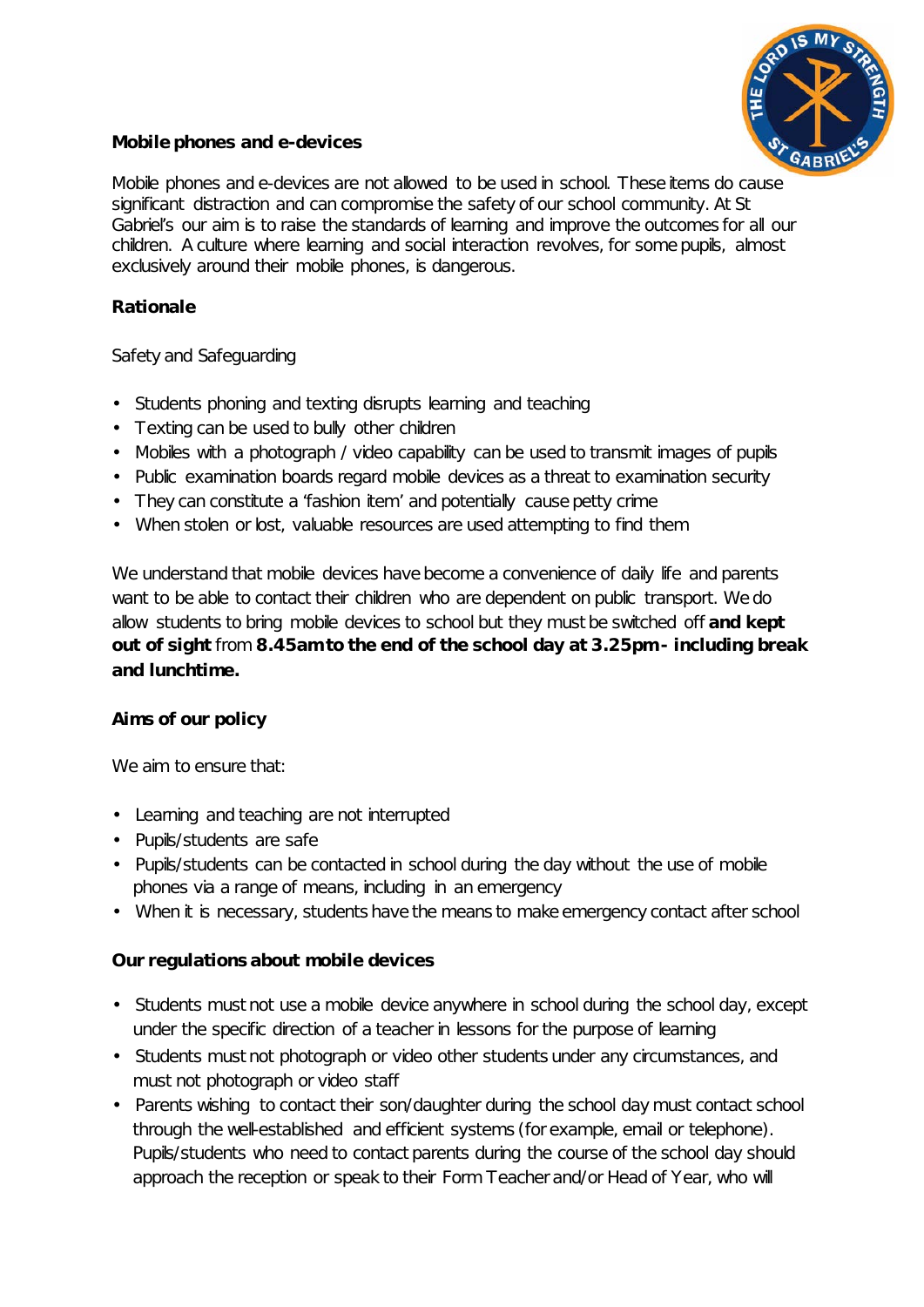## Mobile phones and e-devices

Mobile phones and e-devices are not allowed to be used in school. These items do cause significant distraction and can compromise the safety of our school community. At St Gabriel's our aim is to raise the standards of learning and improve the outcomes for all our children. A culture where learning and social interaction revolves, for some pupils, almost exclusively around their mobile phones, is dangerous.

### Rationale

Safety and Safeguarding

- Students phoning and texting disrupts learning and teaching
- Texting can be used to bully other children
- Mobiles with a photograph / video capability can be used to transmit images of pupils
- Public examination boards regard mobile devices as a threat to examination security
- They can constitute a 'fashion item' and potentially cause petty crime
- When stolen or lost, valuable resources are used attempting to find them

We understand that mobile devices have become a convenience of daily life and parents want to be able to contact their children who are dependent on public transport. We do allow students to bring mobile devices to school but they must be switched off **and kept out of sight** from **8.45am to the end of the school day at 3.25pm - including break and lunchtime.**

### Aims of our policy

We aim to ensure that:

- Learning and teaching are not interrupted
- Pupils/students are safe
- Pupils/students can be contacted in school during the day without the use of mobile phones via a range of means, including in an emergency
- When it is necessary, students have the means to make emergency contact after school

### Our regulations about mobile devices

- Students must not use a mobile device anywhere in school during the school day, except under the specific direction of a teacher in lessons for the purpose of learning
- Students must not photograph or video other students under any circumstances, and must not photograph or video staff
- Parents wishing to contact their son/daughter during the school day must contact school through the well-established and efficient systems (for example, email or telephone). Pupils/students who need to contact parents during the course of the school day should approach the reception or speak to their Form Teacher and/or Head of Year, who will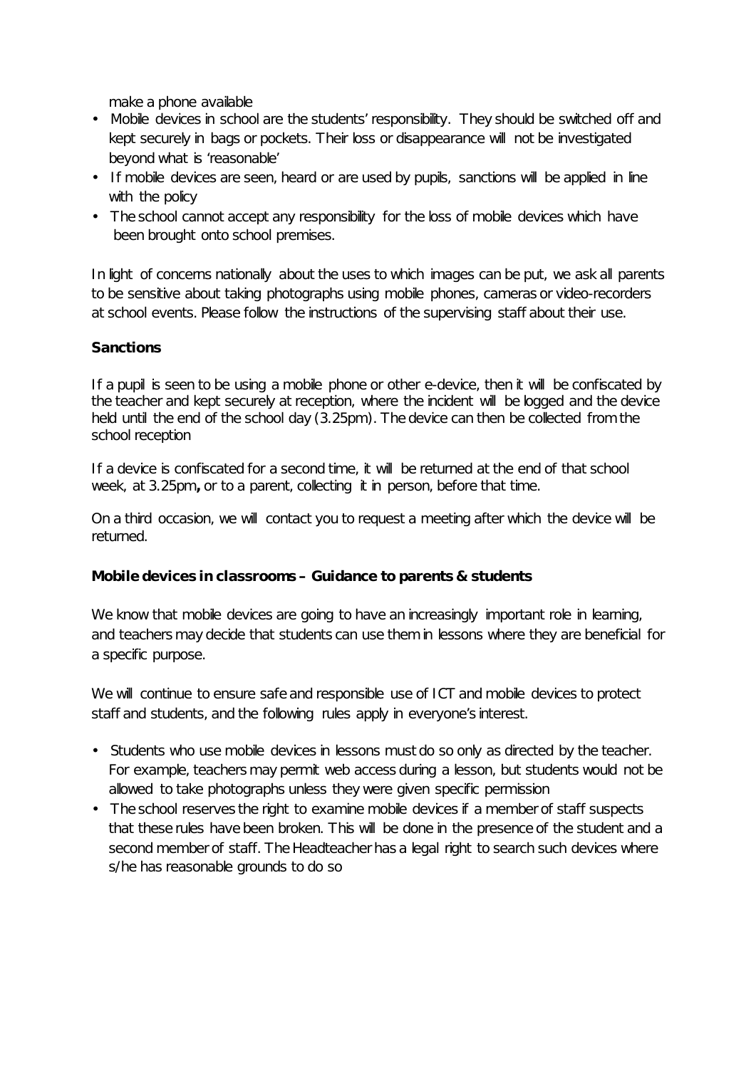make a phone available

- Mobile devices in school are the students' responsibility. They should be switched off and kept securely in bags or pockets. Their loss or disappearance will not be investigated beyond what is 'reasonable'
- If mobile devices are seen, heard or are used by pupils, sanctions will be applied in line with the policy
- The school cannot accept any responsibility for the loss of mobile devices which have been brought onto school premises.

In light of concerns nationally about the uses to which images can be put, we ask all parents to be sensitive about taking photographs using mobile phones, cameras or video-recorders at school events. Please follow the instructions of the supervising staff about their use.

**Sanctions**

If a pupil is seen to be using a mobile phone or other e-device, then it will be confiscated by the teacher and kept securely at reception, where the incident will be logged and the device held until the end of the school day (3.25pm). The device can then be collected from the school reception

If a device is confiscated for a second time, it will be returned at the end of that school week, at 3.25pm**,** or to a parent, collecting it in person, before that time.

On a third occasion, we will contact you to request a meeting after which the device will be returned.

**Mobile devices in classrooms – Guidance to parents & students**

We know that mobile devices are going to have an increasingly important role in learning, and teachers may decide that students can use them in lessons where they are beneficial for a specific purpose.

We will continue to ensure safe and responsible use of ICT and mobile devices to protect staff and students, and the following rules apply in everyone's interest.

- Students who use mobile devices in lessons must do so only as directed by the teacher. For example, teachers may permit web access during a lesson, but students would not be allowed to take photographs unless they were given specific permission
- The school reserves the right to examine mobile devices if a member of staff suspects that these rules have been broken. This will be done in the presence of the student and a second member of staff. The Headteacher has a legal right to search such devices where s/he has reasonable grounds to do so